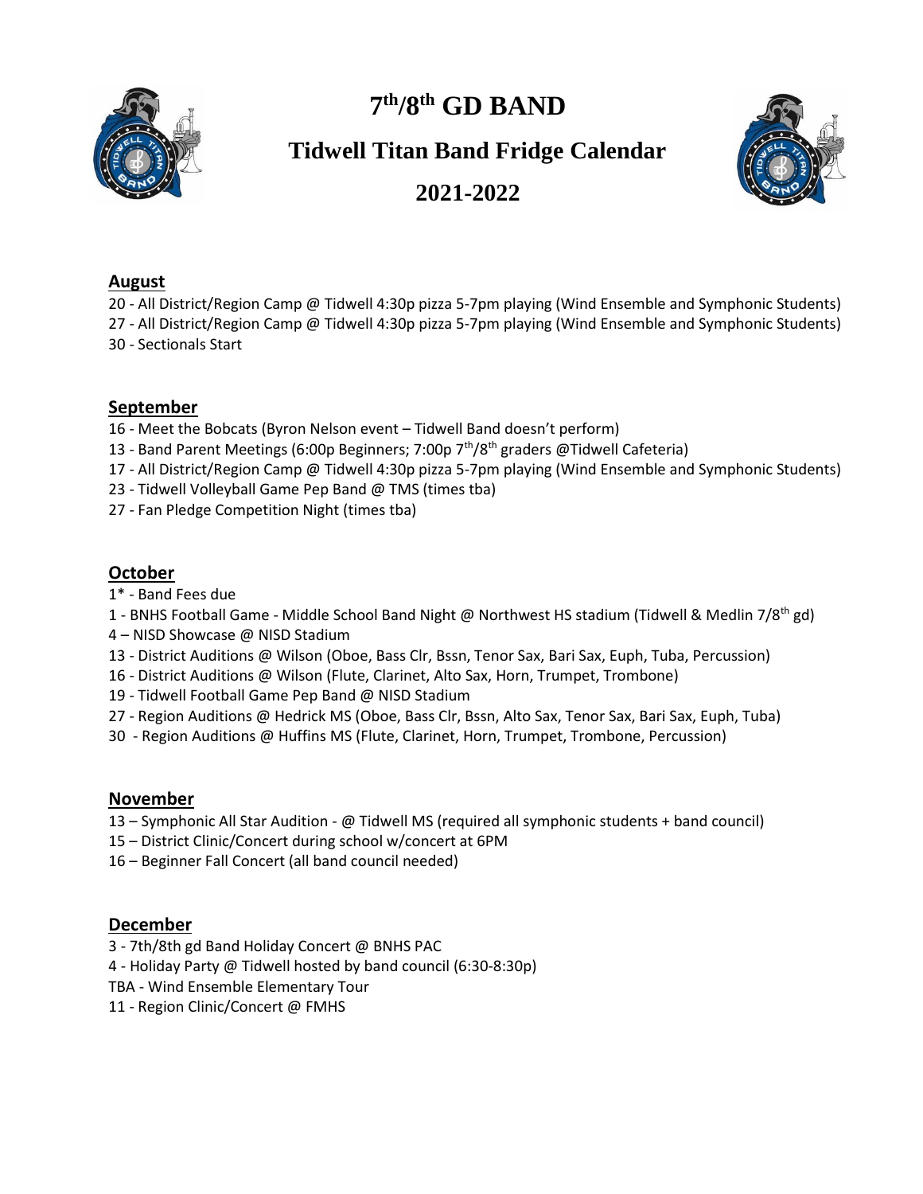# 7th/8th GD BAND

## Tidwell Titan Band Fridge Calendar

## 2021-2022

**August**

20 - All District/Region Camp @ Tidwell 4:30p pizza 5-7pm playing (Wind Ensemble and Symphonic Students)
27 - All District/Region Camp @ Tidwell 4:30p pizza 5-7pm playing (Wind Ensemble and Symphonic Students)
30 - Sectionals Start

**September**

16 - Meet the Bobcats (Byron Nelson event – Tidwell Band doesn't perform)
13 - Band Parent Meetings (6:00p Beginners; 7:00p 7th/8th graders @Tidwell Cafeteria)
17 - All District/Region Camp @ Tidwell 4:30p pizza 5-7pm playing (Wind Ensemble and Symphonic Students)
23 - Tidwell Volleyball Game Pep Band @ TMS (times tba)
27 - Fan Pledge Competition Night (times tba)

**October**

1* - Band Fees due
1 - BNHS Football Game - Middle School Band Night @ Northwest HS stadium (Tidwell & Medlin 7/8th gd)
4 – NISD Showcase @ NISD Stadium
13 - District Auditions @ Wilson (Oboe, Bass Clr, Bssn, Tenor Sax, Bari Sax, Euph, Tuba, Percussion)
16 - District Auditions @ Wilson (Flute, Clarinet, Alto Sax, Horn, Trumpet, Trombone)
19 - Tidwell Football Game Pep Band @ NISD Stadium
27 - Region Auditions @ Hedrick MS (Oboe, Bass Clr, Bssn, Alto Sax, Tenor Sax, Bari Sax, Euph, Tuba)
30 - Region Auditions @ Huffins MS (Flute, Clarinet, Horn, Trumpet, Trombone, Percussion)

**November**

13 – Symphonic All Star Audition - @ Tidwell MS (required all symphonic students + band council)
15 – District Clinic/Concert during school w/concert at 6PM
16 – Beginner Fall Concert (all band council needed)

**December**

3 - 7th/8th gd Band Holiday Concert @ BNHS PAC
4 - Holiday Party @ Tidwell hosted by band council (6:30-8:30p)
TBA - Wind Ensemble Elementary Tour
11 - Region Clinic/Concert @ FMHS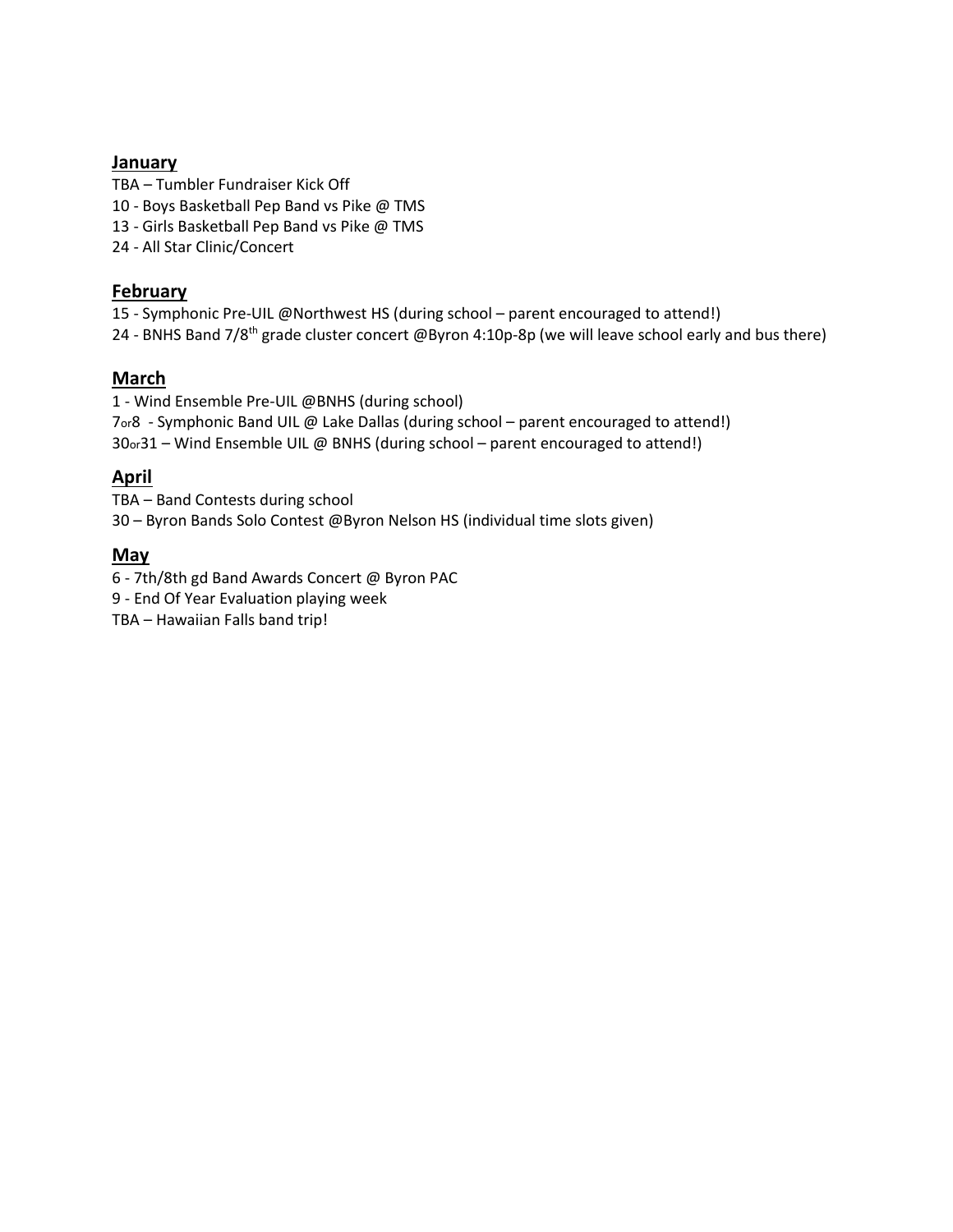## January

TBA – Tumbler Fundraiser Kick Off
10 - Boys Basketball Pep Band vs Pike @ TMS
13 - Girls Basketball Pep Band vs Pike @ TMS
24 - All Star Clinic/Concert

## February

15 - Symphonic Pre-UIL @Northwest HS (during school – parent encouraged to attend!)
24 - BNHS Band 7/8th grade cluster concert @Byron 4:10p-8p (we will leave school early and bus there)

## March

1 - Wind Ensemble Pre-UIL @BNHS (during school)
7or8 - Symphonic Band UIL @ Lake Dallas (during school – parent encouraged to attend!)
30or31 – Wind Ensemble UIL @ BNHS (during school – parent encouraged to attend!)

## April

TBA – Band Contests during school
30 – Byron Bands Solo Contest @Byron Nelson HS (individual time slots given)

## May

6 - 7th/8th gd Band Awards Concert @ Byron PAC
9 - End Of Year Evaluation playing week
TBA – Hawaiian Falls band trip!